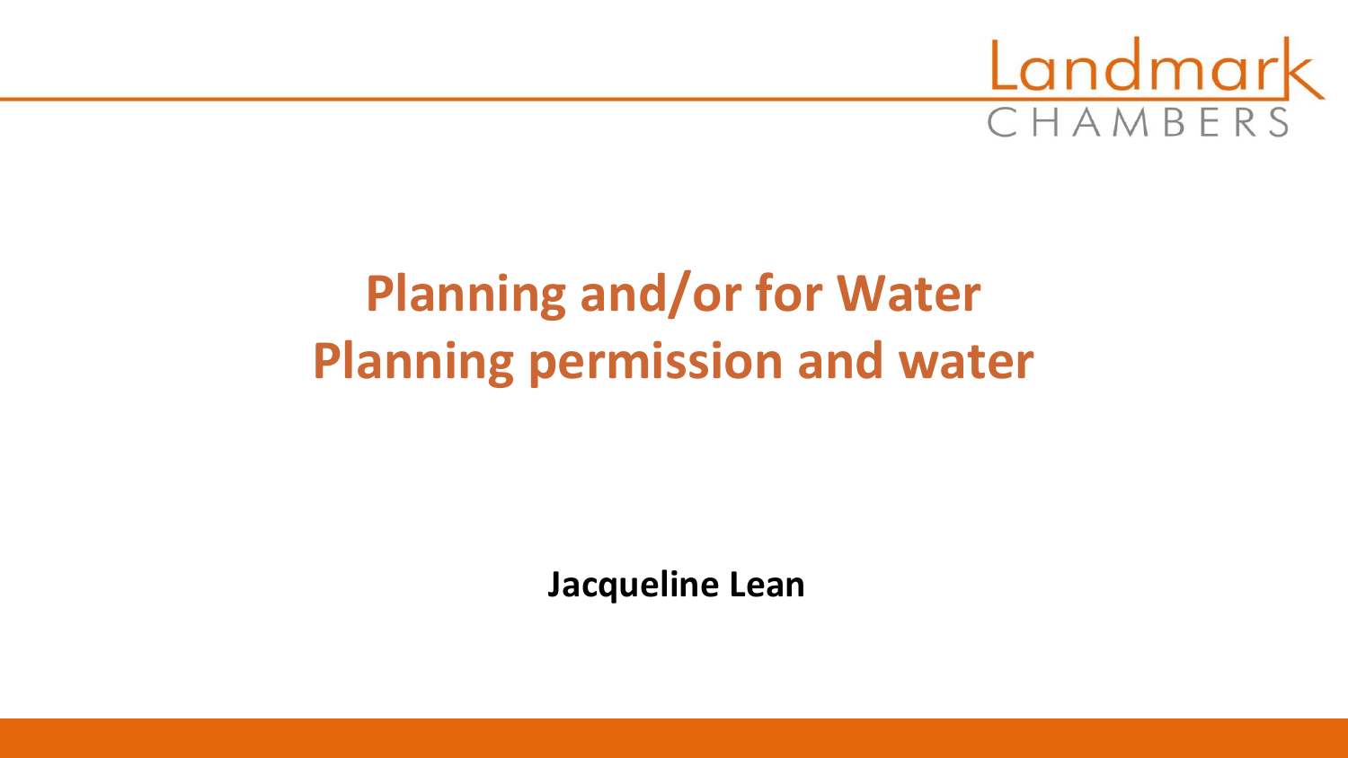Landmark CHAMBERS

# Planning and/or for Water
# Planning permission and water

**Jacqueline Lean**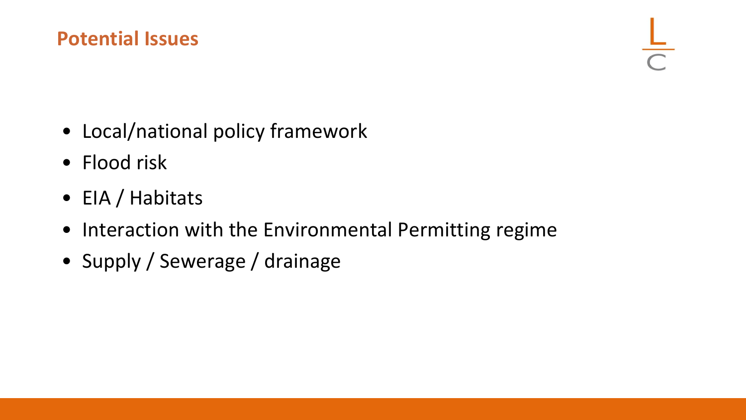## Potential Issues

- Local/national policy framework
- Flood risk
- EIA / Habitats
- Interaction with the Environmental Permitting regime
- Supply / Sewerage / drainage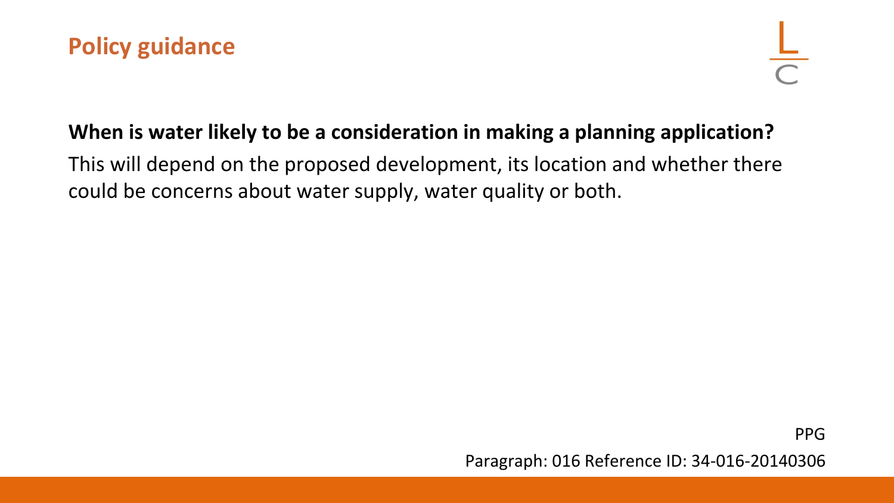## Policy guidance

**When is water likely to be a consideration in making a planning application?**

This will depend on the proposed development, its location and whether there could be concerns about water supply, water quality or both.

PPG

Paragraph: 016 Reference ID: 34-016-20140306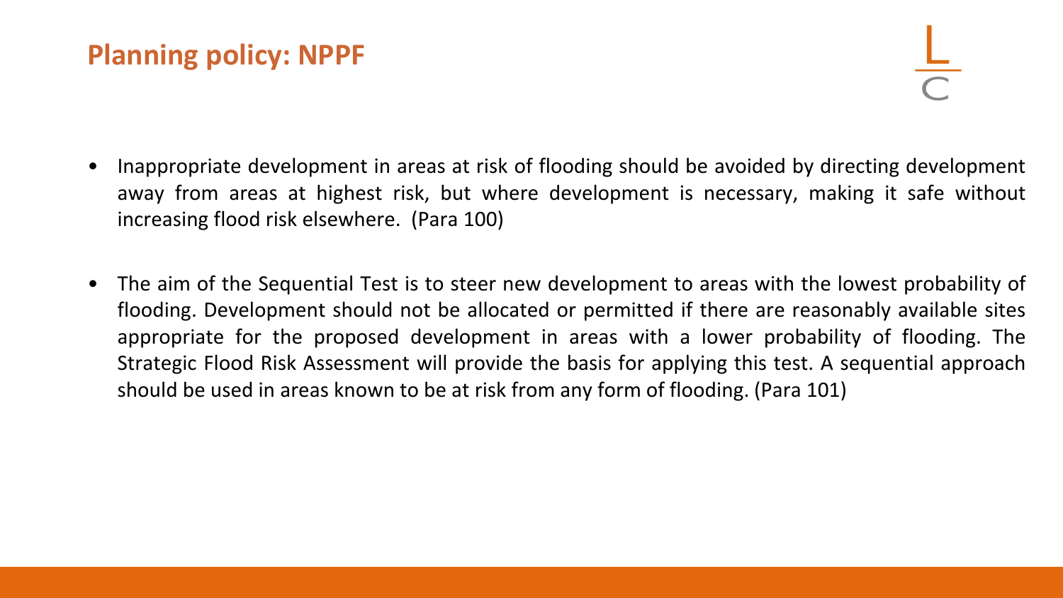# Planning policy: NPPF

- Inappropriate development in areas at risk of flooding should be avoided by directing development away from areas at highest risk, but where development is necessary, making it safe without increasing flood risk elsewhere. (Para 100)

- The aim of the Sequential Test is to steer new development to areas with the lowest probability of flooding. Development should not be allocated or permitted if there are reasonably available sites appropriate for the proposed development in areas with a lower probability of flooding. The Strategic Flood Risk Assessment will provide the basis for applying this test. A sequential approach should be used in areas known to be at risk from any form of flooding. (Para 101)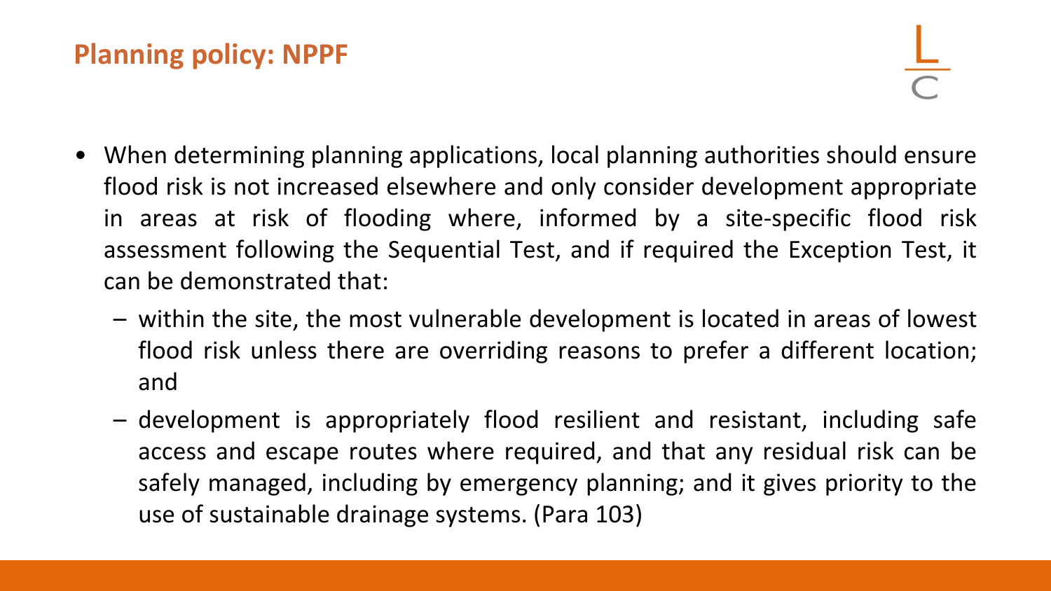## Planning policy: NPPF

- When determining planning applications, local planning authorities should ensure flood risk is not increased elsewhere and only consider development appropriate in areas at risk of flooding where, informed by a site-specific flood risk assessment following the Sequential Test, and if required the Exception Test, it can be demonstrated that:
  - within the site, the most vulnerable development is located in areas of lowest flood risk unless there are overriding reasons to prefer a different location; and
  - development is appropriately flood resilient and resistant, including safe access and escape routes where required, and that any residual risk can be safely managed, including by emergency planning; and it gives priority to the use of sustainable drainage systems. (Para 103)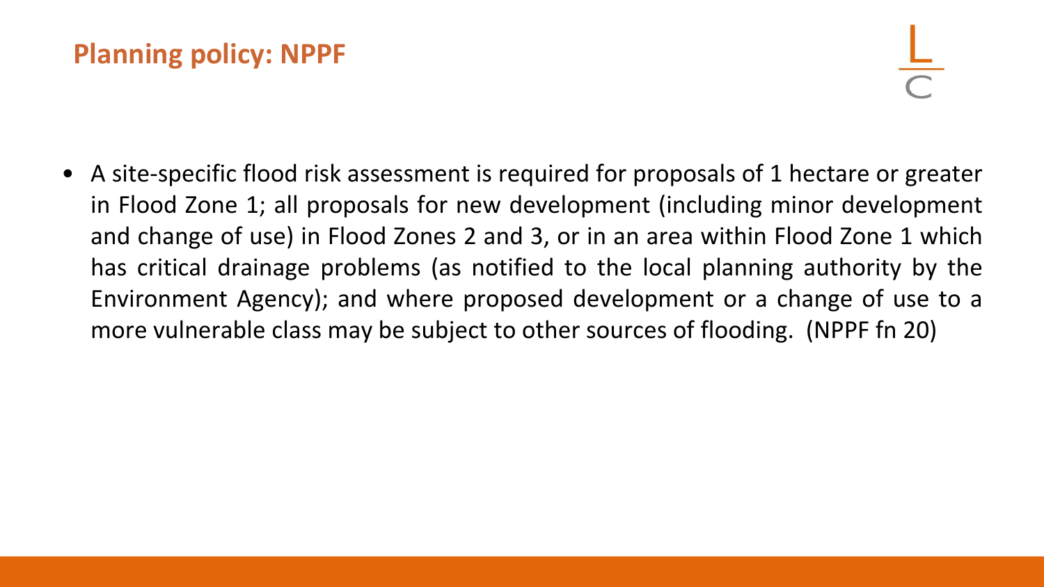## Planning policy: NPPF

- A site-specific flood risk assessment is required for proposals of 1 hectare or greater in Flood Zone 1; all proposals for new development (including minor development and change of use) in Flood Zones 2 and 3, or in an area within Flood Zone 1 which has critical drainage problems (as notified to the local planning authority by the Environment Agency); and where proposed development or a change of use to a more vulnerable class may be subject to other sources of flooding. (NPPF fn 20)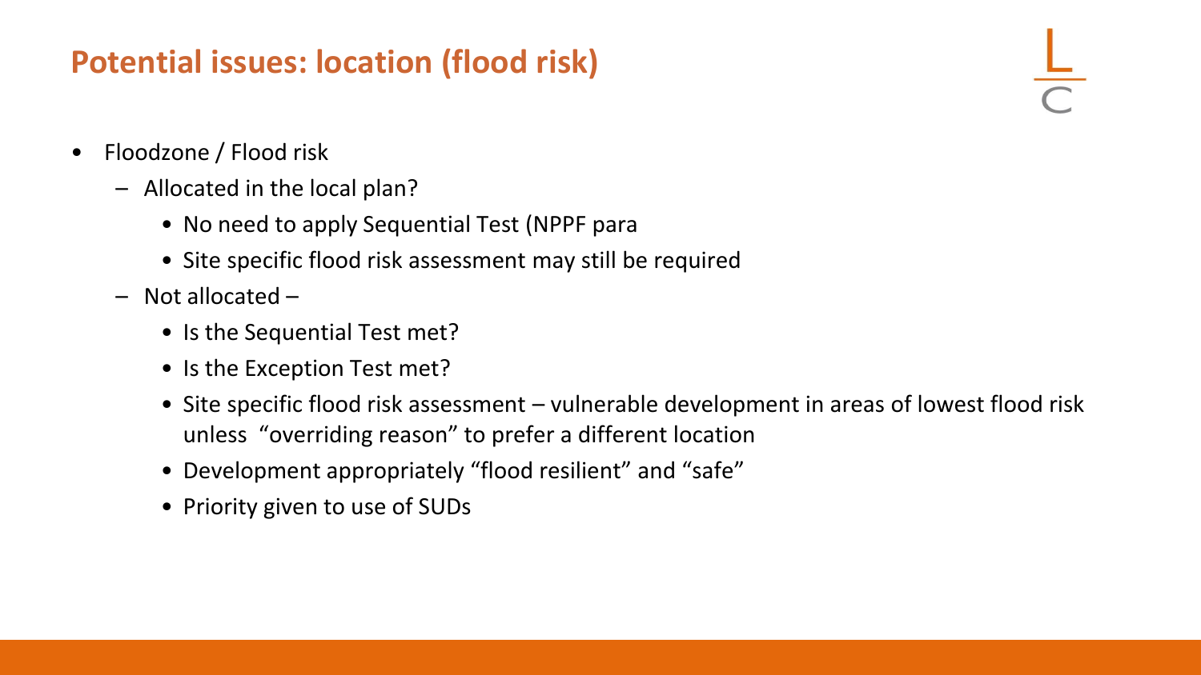## Potential issues: location (flood risk)

- Floodzone / Flood risk
  - Allocated in the local plan?
    - No need to apply Sequential Test (NPPF para
    - Site specific flood risk assessment may still be required
  - Not allocated –
    - Is the Sequential Test met?
    - Is the Exception Test met?
    - Site specific flood risk assessment – vulnerable development in areas of lowest flood risk unless "overriding reason" to prefer a different location
    - Development appropriately "flood resilient" and "safe"
    - Priority given to use of SUDs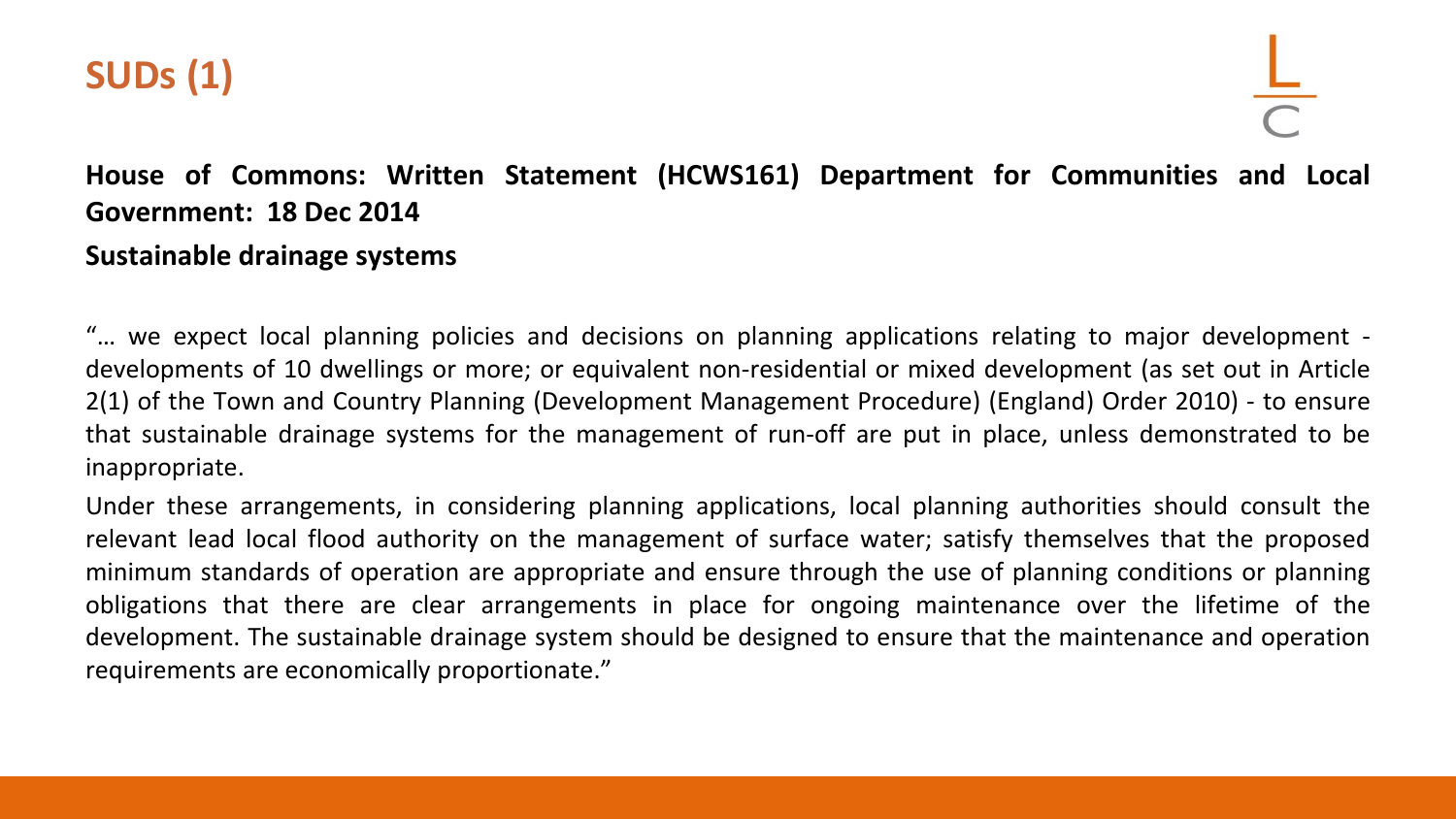# SUDs (1)

**House of Commons: Written Statement (HCWS161) Department for Communities and Local Government: 18 Dec 2014**

**Sustainable drainage systems**

"… we expect local planning policies and decisions on planning applications relating to major development - developments of 10 dwellings or more; or equivalent non-residential or mixed development (as set out in Article 2(1) of the Town and Country Planning (Development Management Procedure) (England) Order 2010) - to ensure that sustainable drainage systems for the management of run-off are put in place, unless demonstrated to be inappropriate.

Under these arrangements, in considering planning applications, local planning authorities should consult the relevant lead local flood authority on the management of surface water; satisfy themselves that the proposed minimum standards of operation are appropriate and ensure through the use of planning conditions or planning obligations that there are clear arrangements in place for ongoing maintenance over the lifetime of the development. The sustainable drainage system should be designed to ensure that the maintenance and operation requirements are economically proportionate."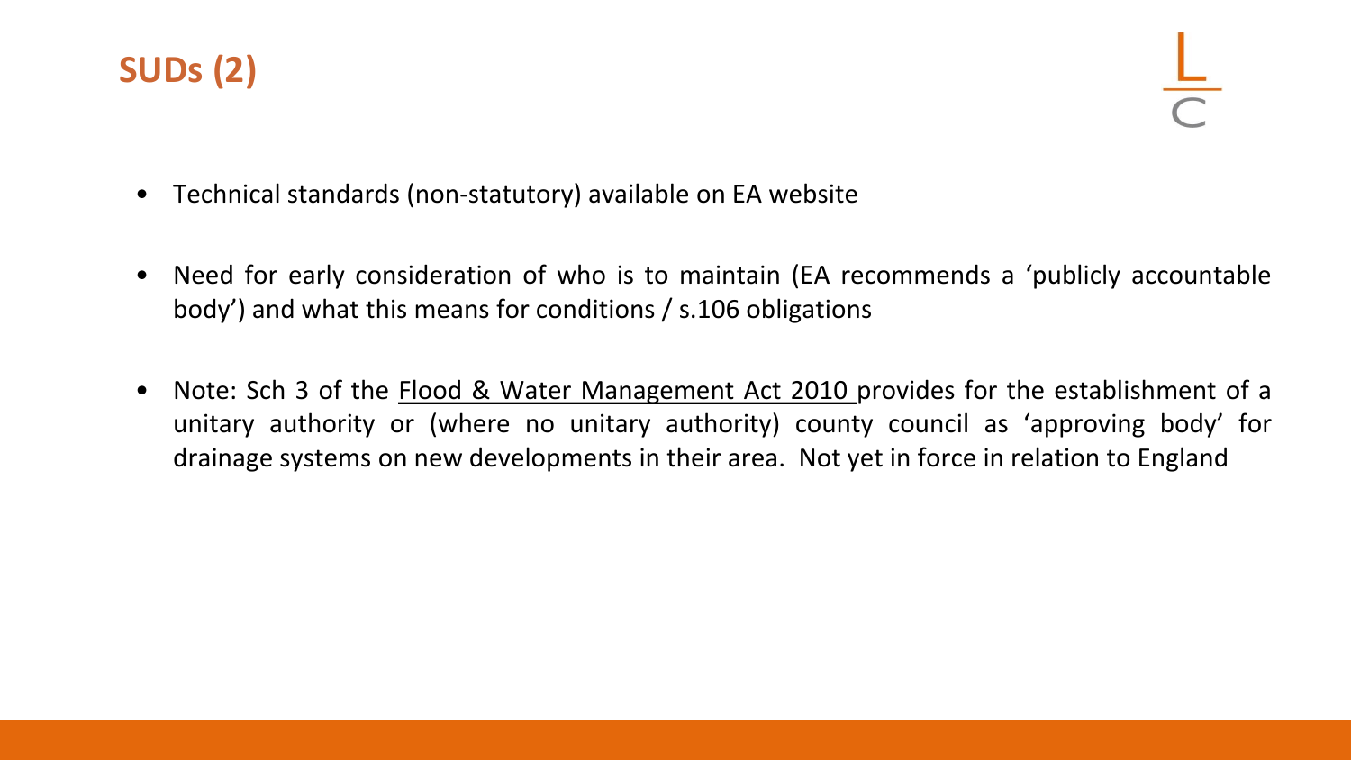# SUDs (2)

- Technical standards (non-statutory) available on EA website

- Need for early consideration of who is to maintain (EA recommends a 'publicly accountable body') and what this means for conditions / s.106 obligations

- Note: Sch 3 of the Flood & Water Management Act 2010 provides for the establishment of a unitary authority or (where no unitary authority) county council as 'approving body' for drainage systems on new developments in their area. Not yet in force in relation to England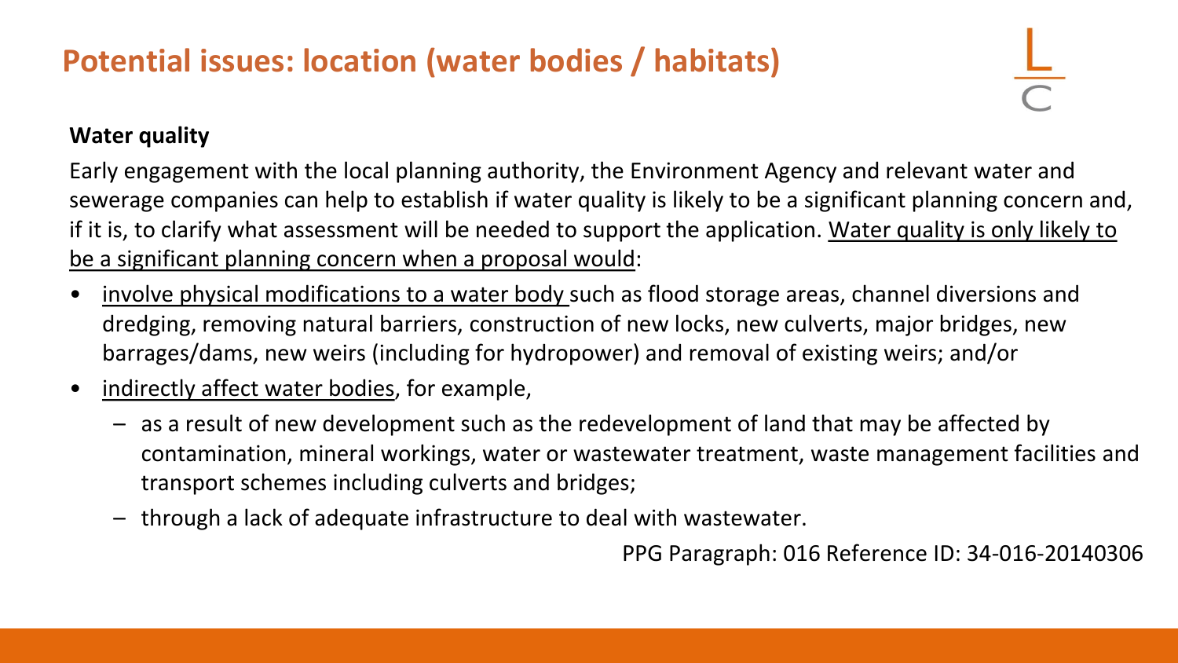# Potential issues: location (water bodies / habitats)

**Water quality**

Early engagement with the local planning authority, the Environment Agency and relevant water and sewerage companies can help to establish if water quality is likely to be a significant planning concern and, if it is, to clarify what assessment will be needed to support the application. <u>Water quality is only likely to be a significant planning concern when a proposal would</u>:

- <u>involve physical modifications to a water body</u> such as flood storage areas, channel diversions and dredging, removing natural barriers, construction of new locks, new culverts, major bridges, new barrages/dams, new weirs (including for hydropower) and removal of existing weirs; and/or
- <u>indirectly affect water bodies</u>, for example,
  - as a result of new development such as the redevelopment of land that may be affected by contamination, mineral workings, water or wastewater treatment, waste management facilities and transport schemes including culverts and bridges;
  - through a lack of adequate infrastructure to deal with wastewater.

PPG Paragraph: 016 Reference ID: 34-016-20140306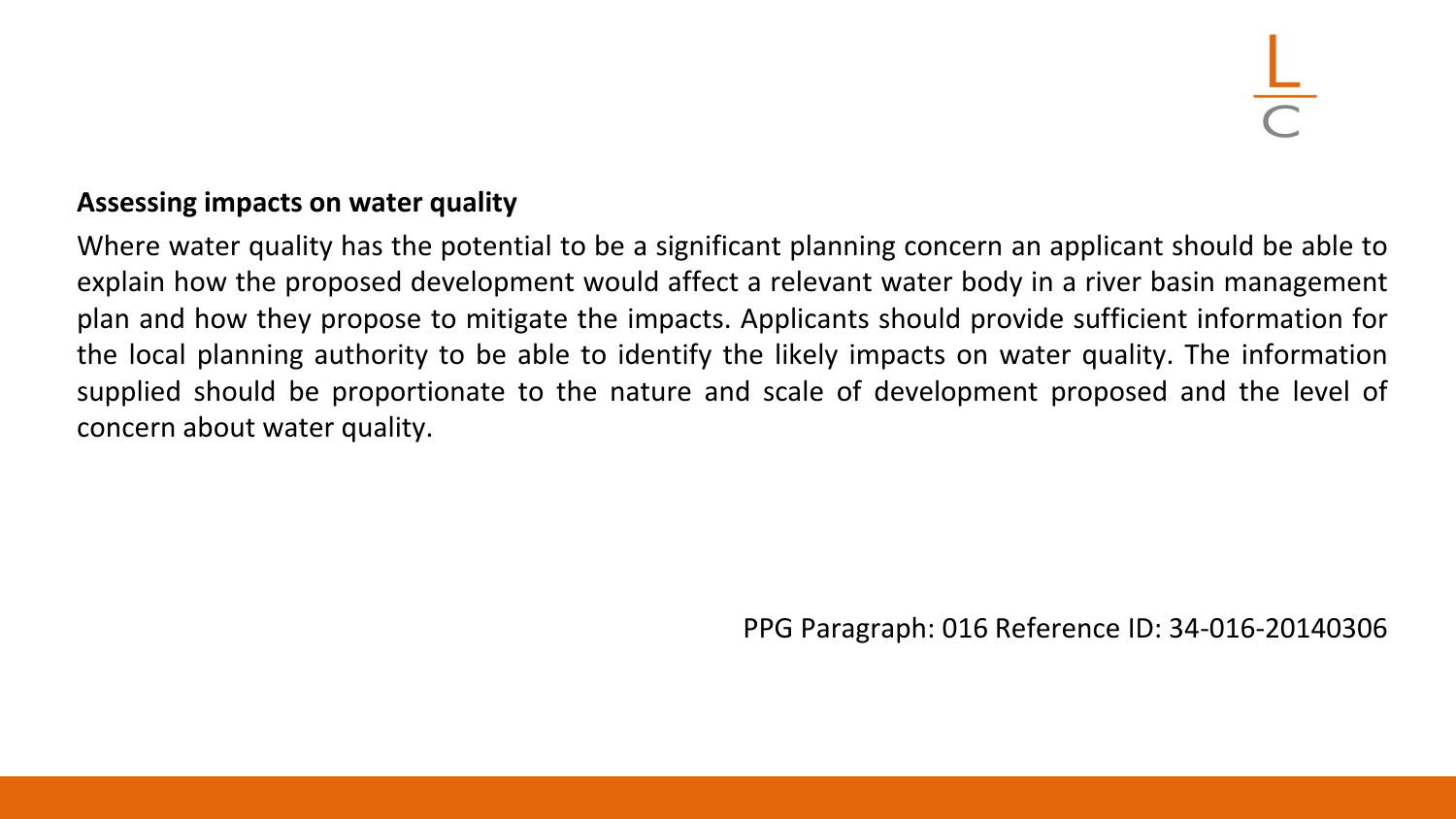**Assessing impacts on water quality**

Where water quality has the potential to be a significant planning concern an applicant should be able to explain how the proposed development would affect a relevant water body in a river basin management plan and how they propose to mitigate the impacts. Applicants should provide sufficient information for the local planning authority to be able to identify the likely impacts on water quality. The information supplied should be proportionate to the nature and scale of development proposed and the level of concern about water quality.

PPG Paragraph: 016 Reference ID: 34-016-20140306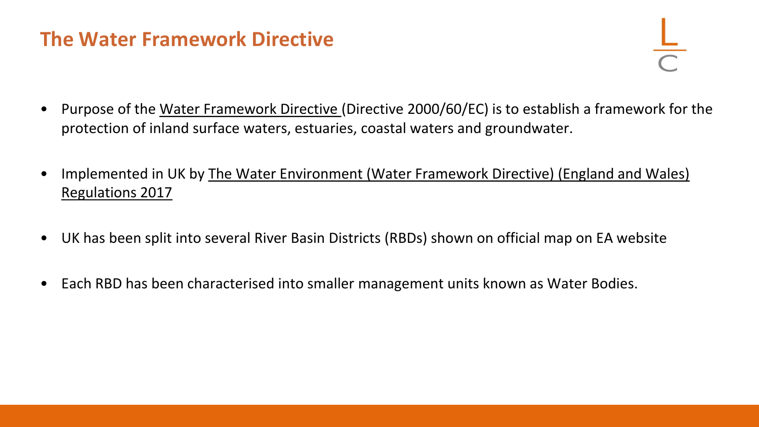# The Water Framework Directive

- Purpose of the Water Framework Directive (Directive 2000/60/EC) is to establish a framework for the protection of inland surface waters, estuaries, coastal waters and groundwater.
- Implemented in UK by The Water Environment (Water Framework Directive) (England and Wales) Regulations 2017
- UK has been split into several River Basin Districts (RBDs) shown on official map on EA website
- Each RBD has been characterised into smaller management units known as Water Bodies.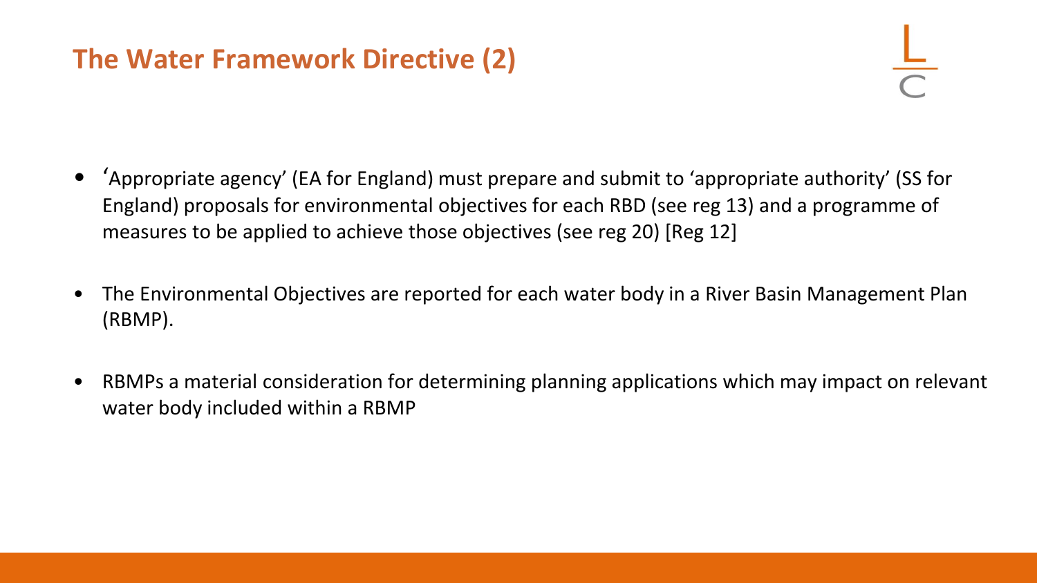## The Water Framework Directive (2)

- 'Appropriate agency' (EA for England) must prepare and submit to 'appropriate authority' (SS for England) proposals for environmental objectives for each RBD (see reg 13) and a programme of measures to be applied to achieve those objectives (see reg 20) [Reg 12]

- The Environmental Objectives are reported for each water body in a River Basin Management Plan (RBMP).

- RBMPs a material consideration for determining planning applications which may impact on relevant water body included within a RBMP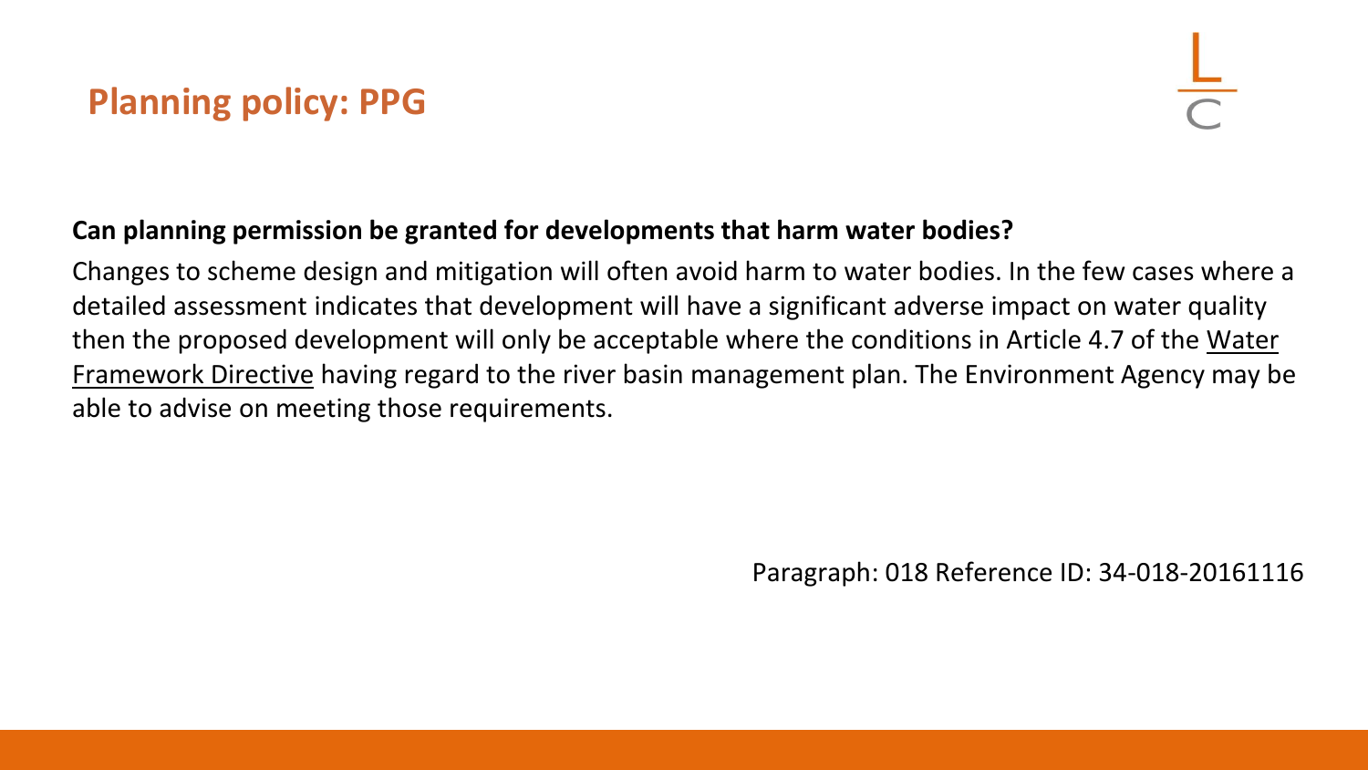## Planning policy: PPG

**Can planning permission be granted for developments that harm water bodies?**

Changes to scheme design and mitigation will often avoid harm to water bodies. In the few cases where a detailed assessment indicates that development will have a significant adverse impact on water quality then the proposed development will only be acceptable where the conditions in Article 4.7 of the Water Framework Directive having regard to the river basin management plan. The Environment Agency may be able to advise on meeting those requirements.

Paragraph: 018 Reference ID: 34-018-20161116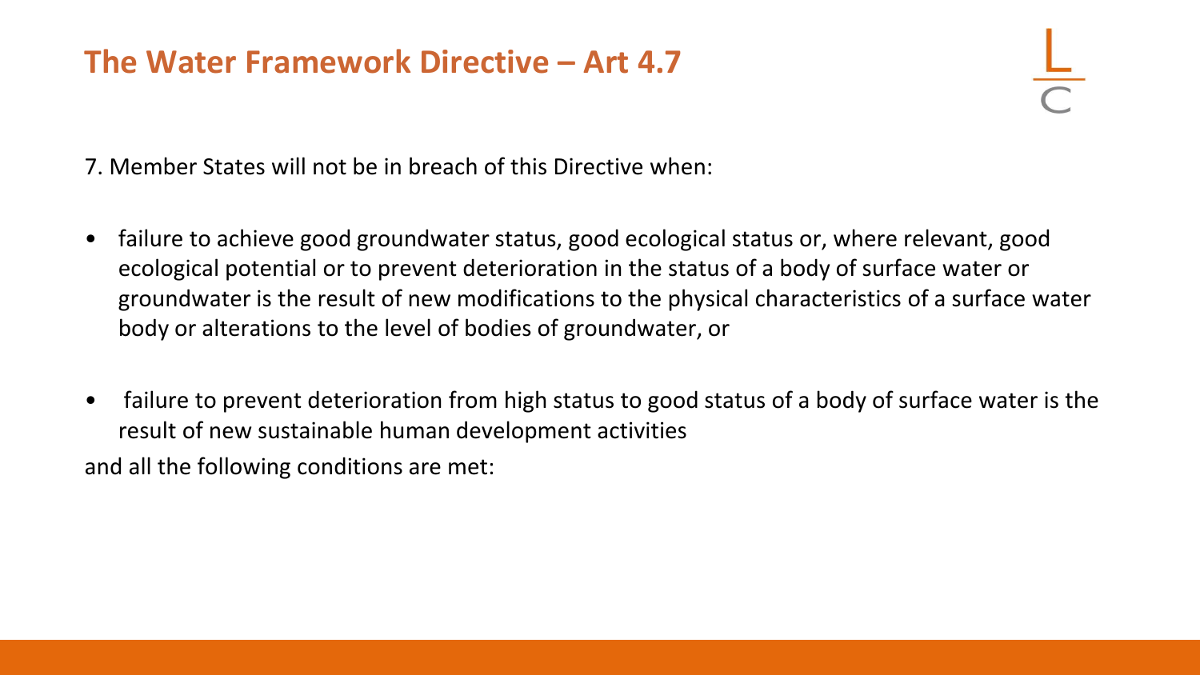# The Water Framework Directive – Art 4.7

7. Member States will not be in breach of this Directive when:

- failure to achieve good groundwater status, good ecological status or, where relevant, good ecological potential or to prevent deterioration in the status of a body of surface water or groundwater is the result of new modifications to the physical characteristics of a surface water body or alterations to the level of bodies of groundwater, or

- failure to prevent deterioration from high status to good status of a body of surface water is the result of new sustainable human development activities

and all the following conditions are met: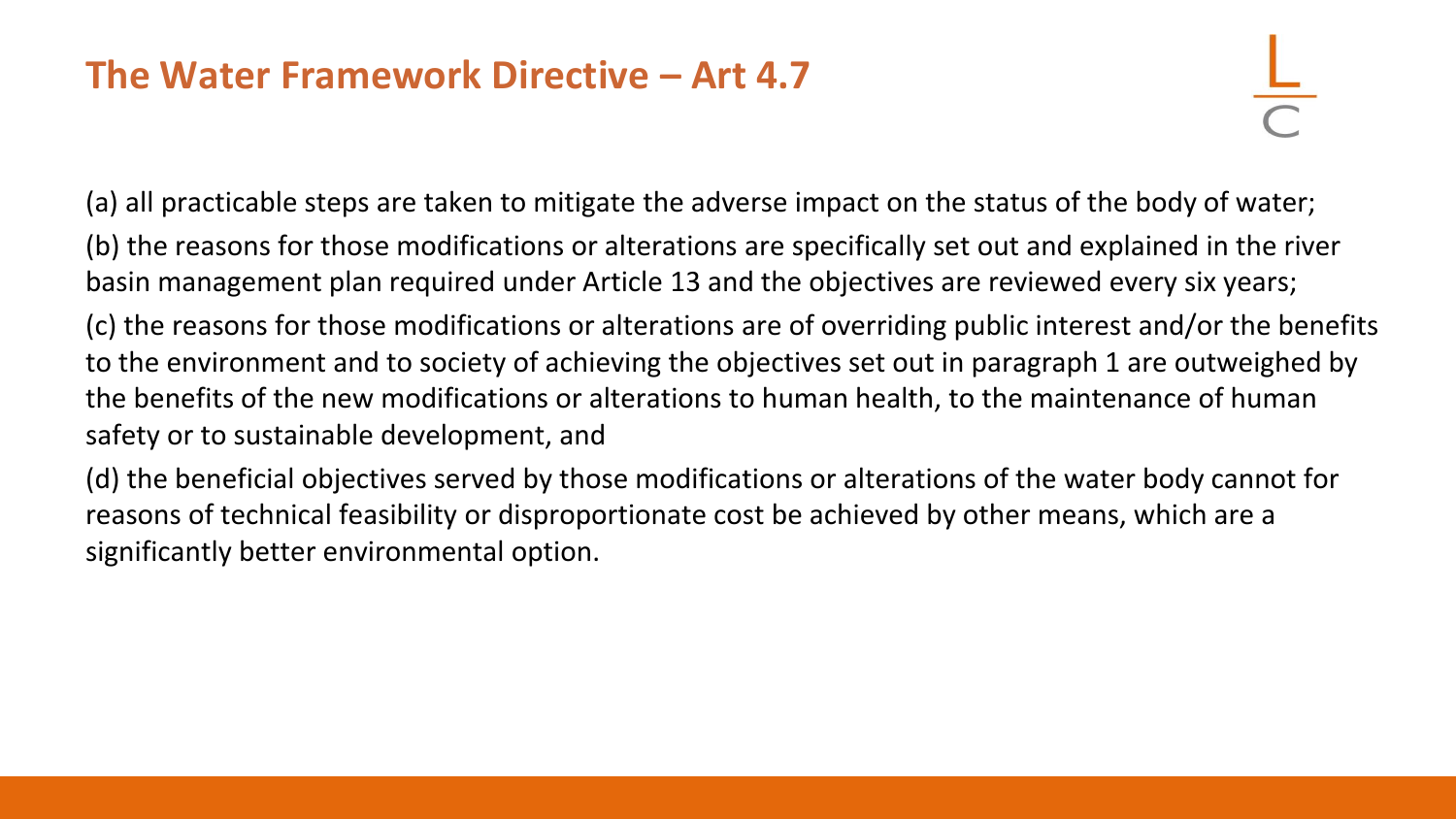## The Water Framework Directive – Art 4.7

(a) all practicable steps are taken to mitigate the adverse impact on the status of the body of water;

(b) the reasons for those modifications or alterations are specifically set out and explained in the river basin management plan required under Article 13 and the objectives are reviewed every six years;

(c) the reasons for those modifications or alterations are of overriding public interest and/or the benefits to the environment and to society of achieving the objectives set out in paragraph 1 are outweighed by the benefits of the new modifications or alterations to human health, to the maintenance of human safety or to sustainable development, and

(d) the beneficial objectives served by those modifications or alterations of the water body cannot for reasons of technical feasibility or disproportionate cost be achieved by other means, which are a significantly better environmental option.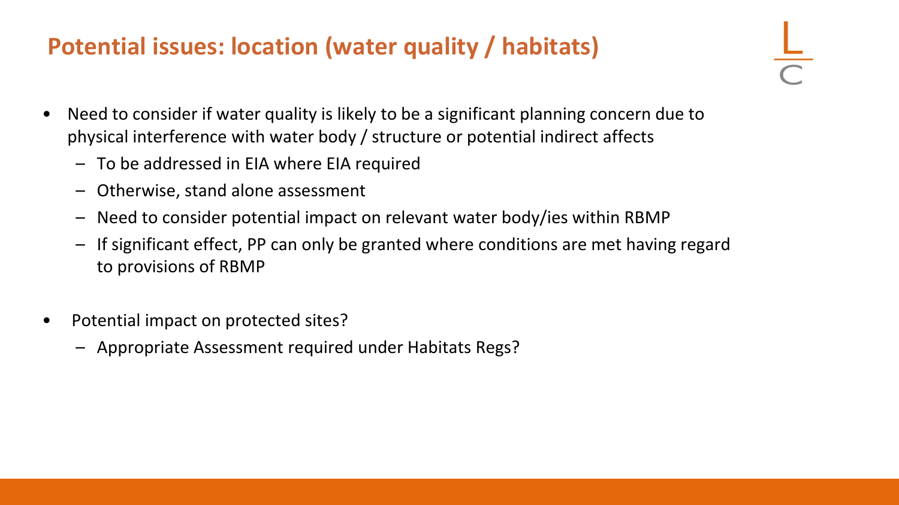## Potential issues: location (water quality / habitats)

- Need to consider if water quality is likely to be a significant planning concern due to physical interference with water body / structure or potential indirect affects
  - To be addressed in EIA where EIA required
  - Otherwise, stand alone assessment
  - Need to consider potential impact on relevant water body/ies within RBMP
  - If significant effect, PP can only be granted where conditions are met having regard to provisions of RBMP
- Potential impact on protected sites?
  - Appropriate Assessment required under Habitats Regs?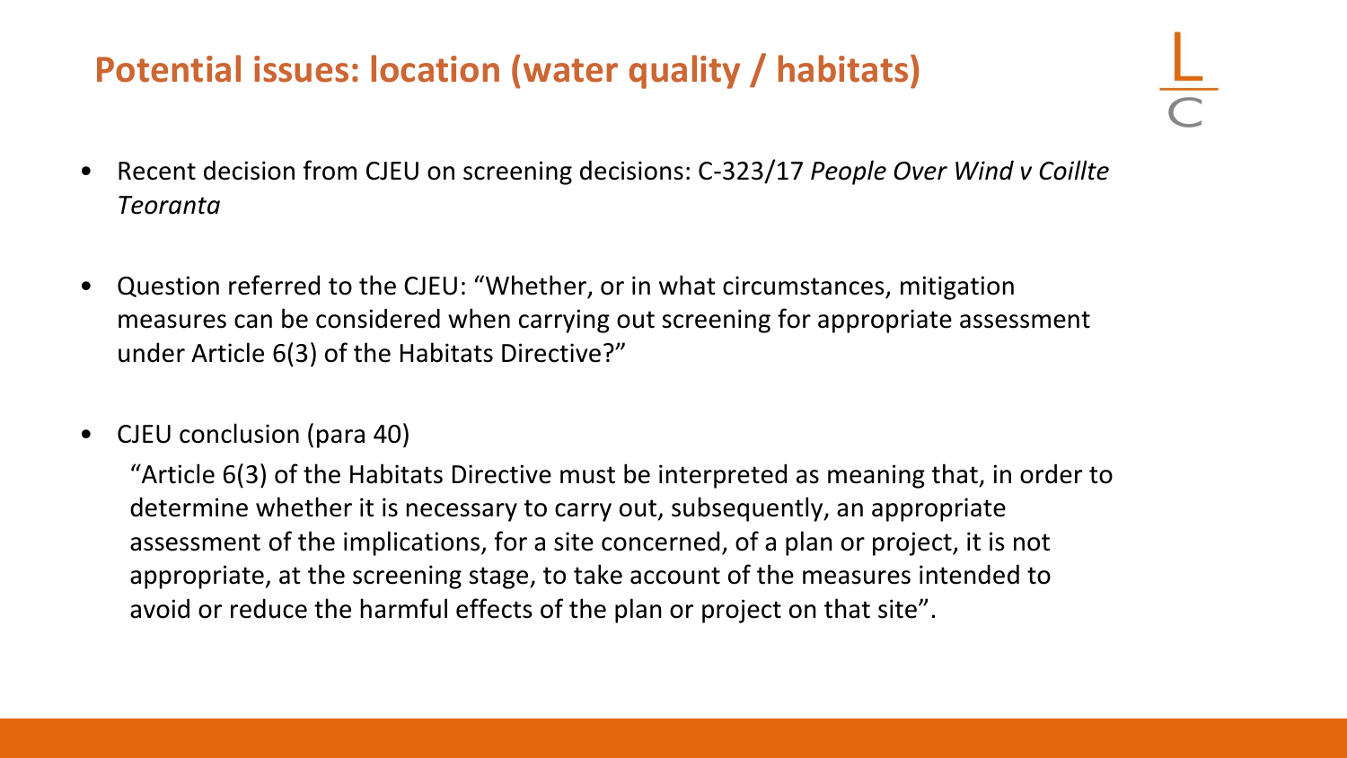## Potential issues: location (water quality / habitats)

- Recent decision from CJEU on screening decisions: C-323/17 *People Over Wind v Coillte Teoranta*
- Question referred to the CJEU: "Whether, or in what circumstances, mitigation measures can be considered when carrying out screening for appropriate assessment under Article 6(3) of the Habitats Directive?"
- CJEU conclusion (para 40)

  "Article 6(3) of the Habitats Directive must be interpreted as meaning that, in order to determine whether it is necessary to carry out, subsequently, an appropriate assessment of the implications, for a site concerned, of a plan or project, it is not appropriate, at the screening stage, to take account of the measures intended to avoid or reduce the harmful effects of the plan or project on that site".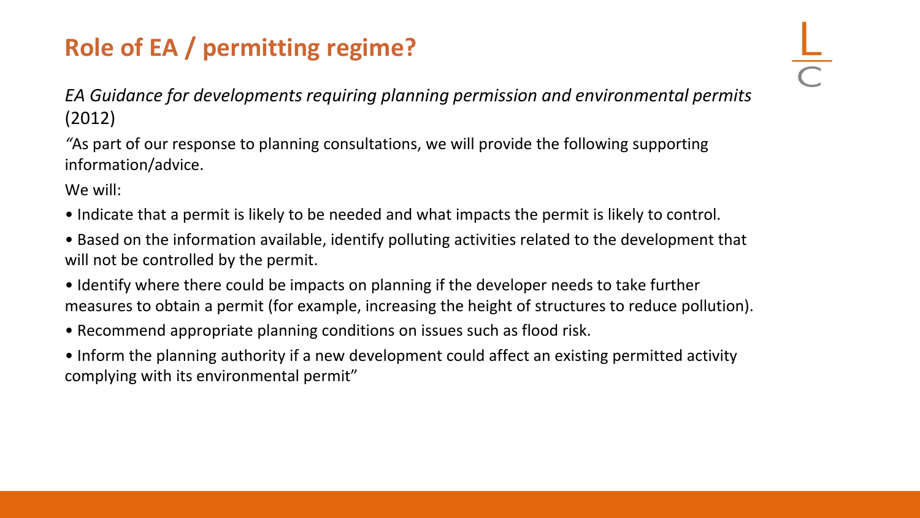# Role of EA / permitting regime?

*EA Guidance for developments requiring planning permission and environmental permits* (2012)

*"*As part of our response to planning consultations, we will provide the following supporting information/advice.

We will:

- Indicate that a permit is likely to be needed and what impacts the permit is likely to control.
- Based on the information available, identify polluting activities related to the development that will not be controlled by the permit.
- Identify where there could be impacts on planning if the developer needs to take further measures to obtain a permit (for example, increasing the height of structures to reduce pollution).
- Recommend appropriate planning conditions on issues such as flood risk.
- Inform the planning authority if a new development could affect an existing permitted activity complying with its environmental permit"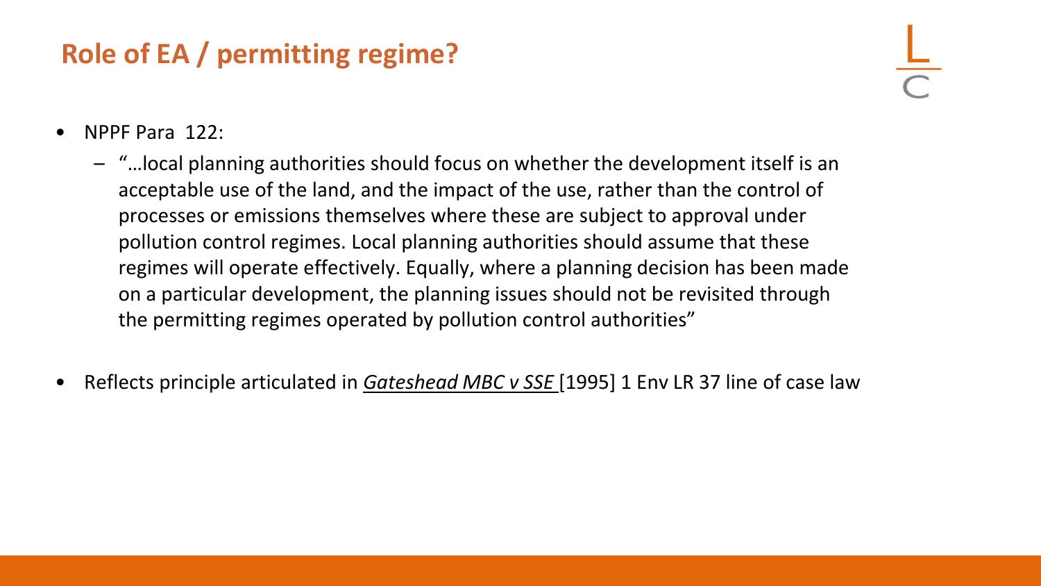## Role of EA / permitting regime?

- NPPF Para 122:
  - "…local planning authorities should focus on whether the development itself is an acceptable use of the land, and the impact of the use, rather than the control of processes or emissions themselves where these are subject to approval under pollution control regimes. Local planning authorities should assume that these regimes will operate effectively. Equally, where a planning decision has been made on a particular development, the planning issues should not be revisited through the permitting regimes operated by pollution control authorities"
- Reflects principle articulated in *Gateshead MBC v SSE* [1995] 1 Env LR 37 line of case law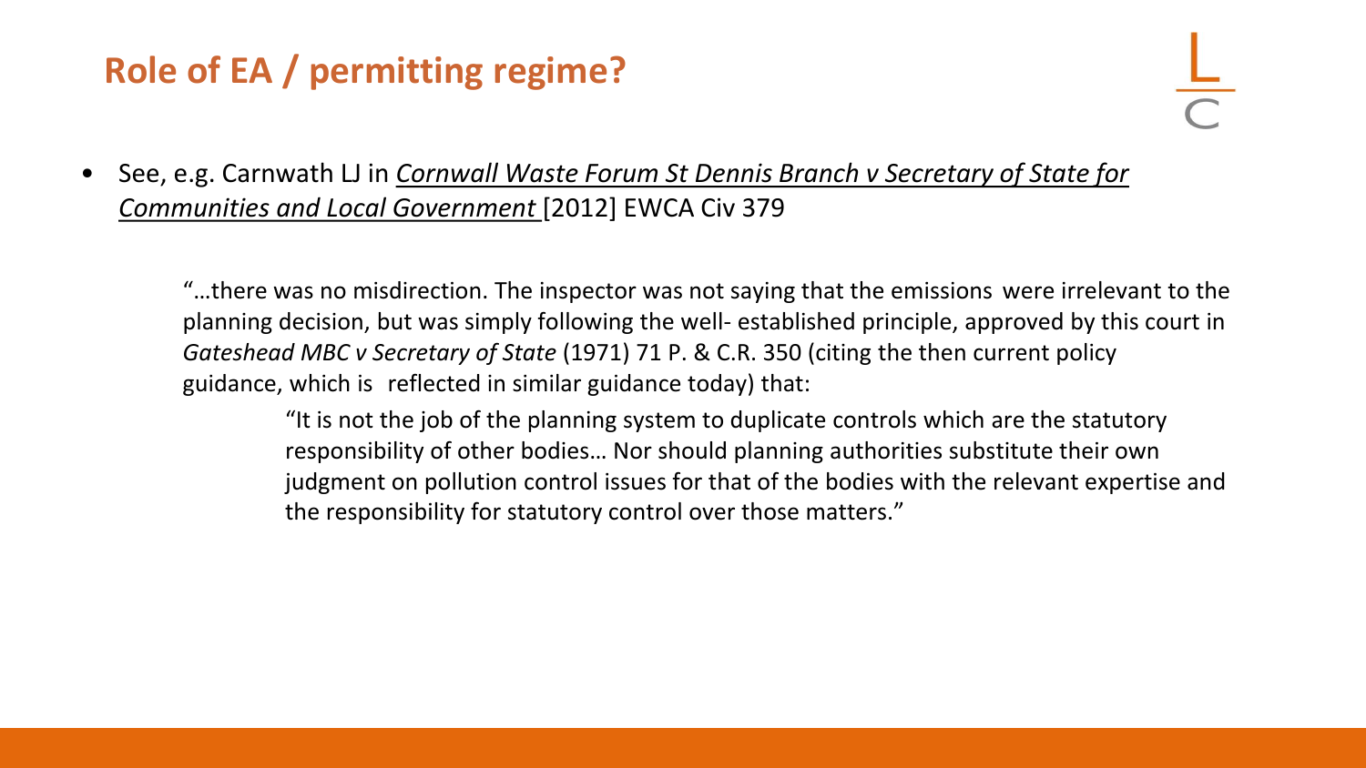## Role of EA / permitting regime?

- See, e.g. Carnwath LJ in *Cornwall Waste Forum St Dennis Branch v Secretary of State for Communities and Local Government* [2012] EWCA Civ 379

> "…there was no misdirection. The inspector was not saying that the emissions were irrelevant to the planning decision, but was simply following the well- established principle, approved by this court in *Gateshead MBC v Secretary of State* (1971) 71 P. & C.R. 350 (citing the then current policy guidance, which is reflected in similar guidance today) that:
>
> > "It is not the job of the planning system to duplicate controls which are the statutory responsibility of other bodies… Nor should planning authorities substitute their own judgment on pollution control issues for that of the bodies with the relevant expertise and the responsibility for statutory control over those matters."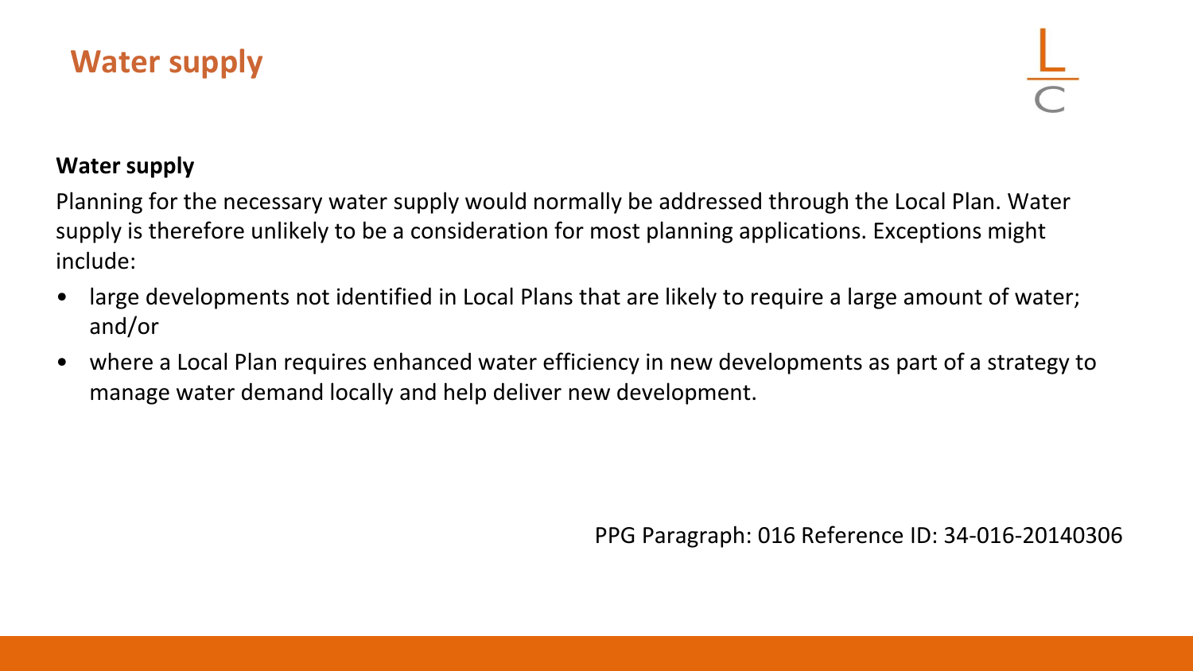# Water supply

**Water supply**

Planning for the necessary water supply would normally be addressed through the Local Plan. Water supply is therefore unlikely to be a consideration for most planning applications. Exceptions might include:

- large developments not identified in Local Plans that are likely to require a large amount of water; and/or
- where a Local Plan requires enhanced water efficiency in new developments as part of a strategy to manage water demand locally and help deliver new development.

PPG Paragraph: 016 Reference ID: 34-016-20140306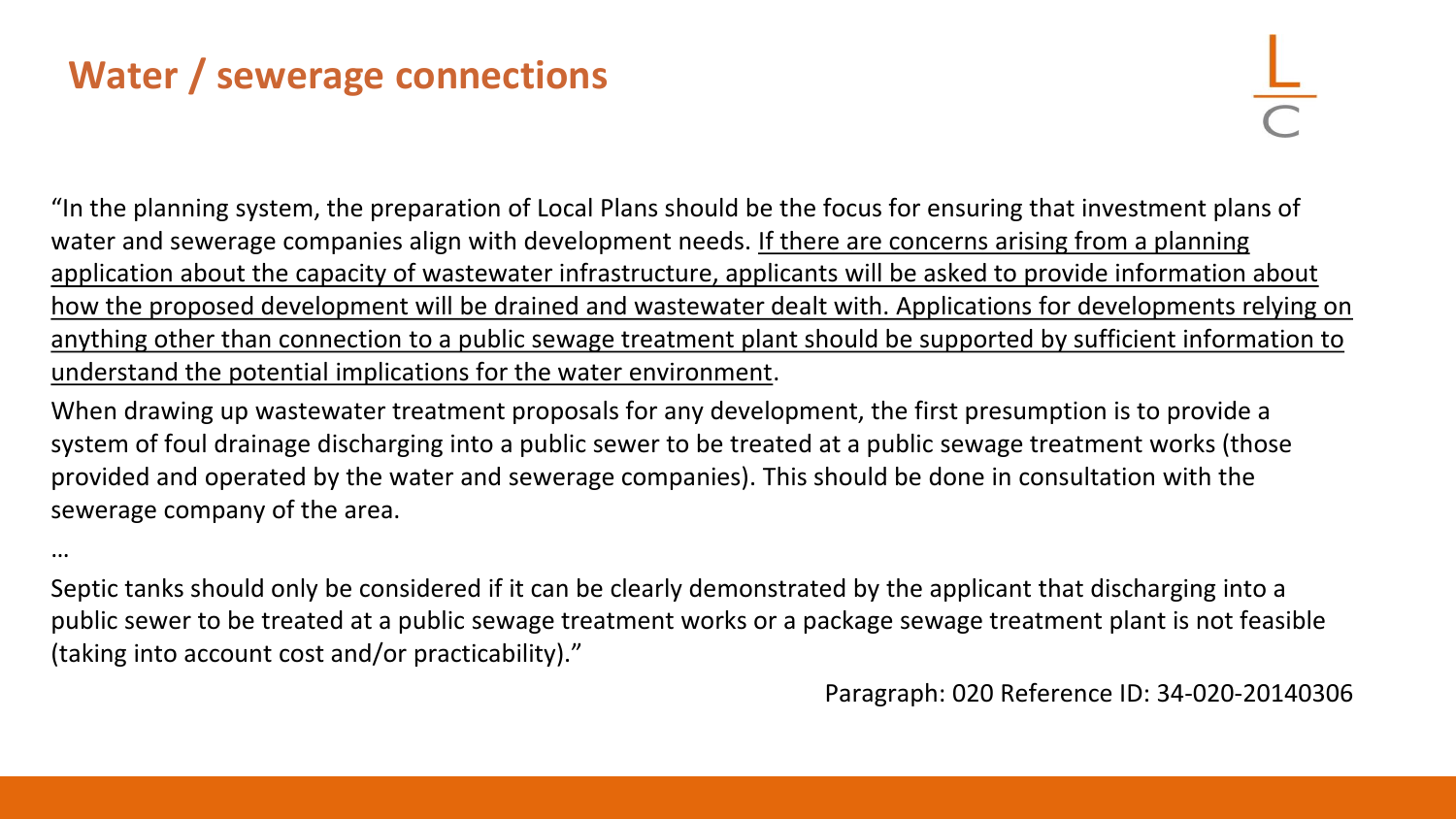## Water / sewerage connections

"In the planning system, the preparation of Local Plans should be the focus for ensuring that investment plans of water and sewerage companies align with development needs. <u>If there are concerns arising from a planning application about the capacity of wastewater infrastructure, applicants will be asked to provide information about how the proposed development will be drained and wastewater dealt with. Applications for developments relying on anything other than connection to a public sewage treatment plant should be supported by sufficient information to understand the potential implications for the water environment</u>.

When drawing up wastewater treatment proposals for any development, the first presumption is to provide a system of foul drainage discharging into a public sewer to be treated at a public sewage treatment works (those provided and operated by the water and sewerage companies). This should be done in consultation with the sewerage company of the area.

…

Septic tanks should only be considered if it can be clearly demonstrated by the applicant that discharging into a public sewer to be treated at a public sewage treatment works or a package sewage treatment plant is not feasible (taking into account cost and/or practicability)."

Paragraph: 020 Reference ID: 34-020-20140306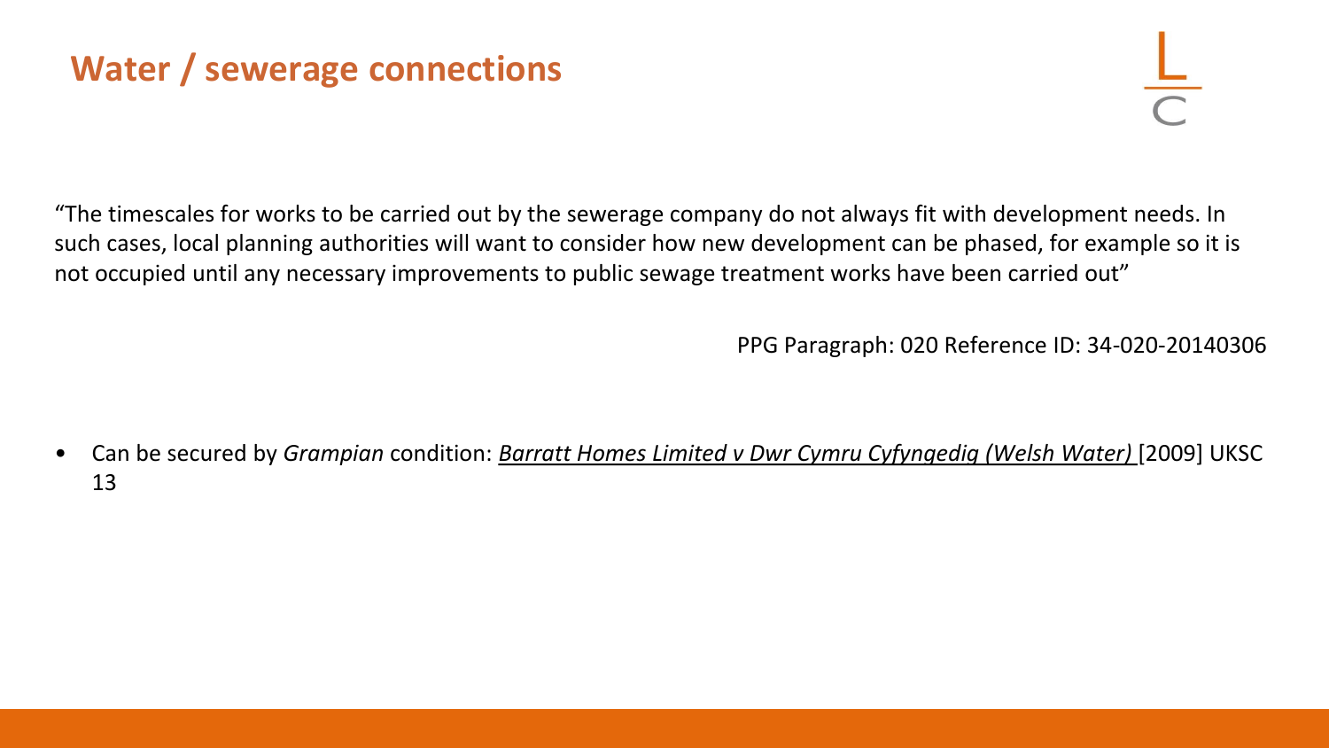## Water / sewerage connections

"The timescales for works to be carried out by the sewerage company do not always fit with development needs. In such cases, local planning authorities will want to consider how new development can be phased, for example so it is not occupied until any necessary improvements to public sewage treatment works have been carried out"

PPG Paragraph: 020 Reference ID: 34-020-20140306

- Can be secured by *Grampian* condition: *Barratt Homes Limited v Dwr Cymru Cyfyngedig (Welsh Water)* [2009] UKSC 13